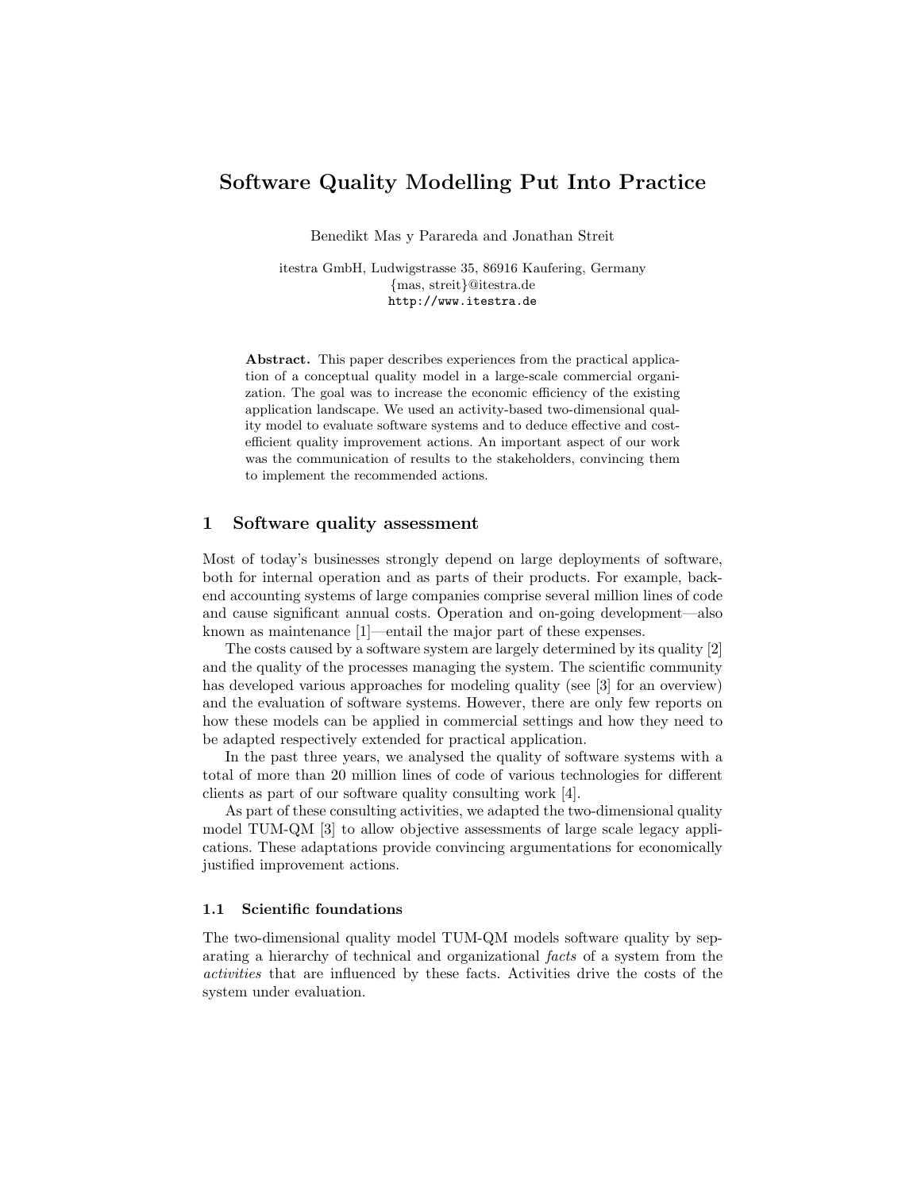# Software Quality Modelling Put Into Practice

Benedikt Mas y Parareda and Jonathan Streit

itestra GmbH, Ludwigstrasse 35, 86916 Kaufering, Germany
{mas, streit}@itestra.de
http://www.itestra.de

**Abstract.** This paper describes experiences from the practical application of a conceptual quality model in a large-scale commercial organization. The goal was to increase the economic efficiency of the existing application landscape. We used an activity-based two-dimensional quality model to evaluate software systems and to deduce effective and cost-efficient quality improvement actions. An important aspect of our work was the communication of results to the stakeholders, convincing them to implement the recommended actions.

## 1 Software quality assessment

Most of today's businesses strongly depend on large deployments of software, both for internal operation and as parts of their products. For example, backend accounting systems of large companies comprise several million lines of code and cause significant annual costs. Operation and on-going development—also known as maintenance [1]—entail the major part of these expenses.

The costs caused by a software system are largely determined by its quality [2] and the quality of the processes managing the system. The scientific community has developed various approaches for modeling quality (see [3] for an overview) and the evaluation of software systems. However, there are only few reports on how these models can be applied in commercial settings and how they need to be adapted respectively extended for practical application.

In the past three years, we analysed the quality of software systems with a total of more than 20 million lines of code of various technologies for different clients as part of our software quality consulting work [4].

As part of these consulting activities, we adapted the two-dimensional quality model TUM-QM [3] to allow objective assessments of large scale legacy applications. These adaptations provide convincing argumentations for economically justified improvement actions.

### 1.1 Scientific foundations

The two-dimensional quality model TUM-QM models software quality by separating a hierarchy of technical and organizational *facts* of a system from the *activities* that are influenced by these facts. Activities drive the costs of the system under evaluation.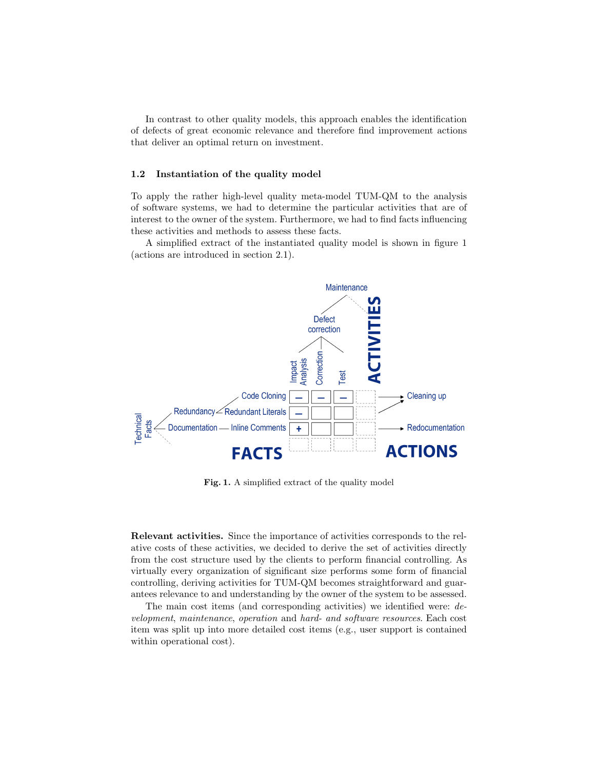In contrast to other quality models, this approach enables the identification of defects of great economic relevance and therefore find improvement actions that deliver an optimal return on investment.

### 1.2 Instantiation of the quality model

To apply the rather high-level quality meta-model TUM-QM to the analysis of software systems, we had to determine the particular activities that are of interest to the owner of the system. Furthermore, we had to find facts influencing these activities and methods to assess these facts.

A simplified extract of the instantiated quality model is shown in figure 1 (actions are introduced in section 2.1).

**Fig. 1.** A simplified extract of the quality model

**Relevant activities.** Since the importance of activities corresponds to the relative costs of these activities, we decided to derive the set of activities directly from the cost structure used by the clients to perform financial controlling. As virtually every organization of significant size performs some form of financial controlling, deriving activities for TUM-QM becomes straightforward and guarantees relevance to and understanding by the owner of the system to be assessed.

The main cost items (and corresponding activities) we identified were: *development*, *maintenance*, *operation* and *hard- and software resources*. Each cost item was split up into more detailed cost items (e.g., user support is contained within operational cost).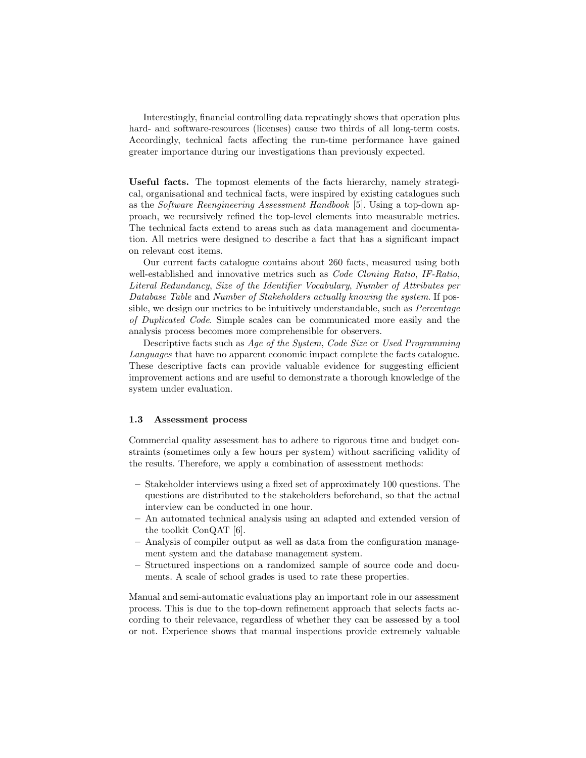Interestingly, financial controlling data repeatingly shows that operation plus hard- and software-resources (licenses) cause two thirds of all long-term costs. Accordingly, technical facts affecting the run-time performance have gained greater importance during our investigations than previously expected.

**Useful facts.** The topmost elements of the facts hierarchy, namely strategical, organisational and technical facts, were inspired by existing catalogues such as the *Software Reengineering Assessment Handbook* [5]. Using a top-down approach, we recursively refined the top-level elements into measurable metrics. The technical facts extend to areas such as data management and documentation. All metrics were designed to describe a fact that has a significant impact on relevant cost items.

Our current facts catalogue contains about 260 facts, measured using both well-established and innovative metrics such as *Code Cloning Ratio*, *IF-Ratio*, *Literal Redundancy*, *Size of the Identifier Vocabulary*, *Number of Attributes per Database Table* and *Number of Stakeholders actually knowing the system*. If possible, we design our metrics to be intuitively understandable, such as *Percentage of Duplicated Code*. Simple scales can be communicated more easily and the analysis process becomes more comprehensible for observers.

Descriptive facts such as *Age of the System*, *Code Size* or *Used Programming Languages* that have no apparent economic impact complete the facts catalogue. These descriptive facts can provide valuable evidence for suggesting efficient improvement actions and are useful to demonstrate a thorough knowledge of the system under evaluation.

### 1.3 Assessment process

Commercial quality assessment has to adhere to rigorous time and budget constraints (sometimes only a few hours per system) without sacrificing validity of the results. Therefore, we apply a combination of assessment methods:

- Stakeholder interviews using a fixed set of approximately 100 questions. The questions are distributed to the stakeholders beforehand, so that the actual interview can be conducted in one hour.
- An automated technical analysis using an adapted and extended version of the toolkit ConQAT [6].
- Analysis of compiler output as well as data from the configuration management system and the database management system.
- Structured inspections on a randomized sample of source code and documents. A scale of school grades is used to rate these properties.

Manual and semi-automatic evaluations play an important role in our assessment process. This is due to the top-down refinement approach that selects facts according to their relevance, regardless of whether they can be assessed by a tool or not. Experience shows that manual inspections provide extremely valuable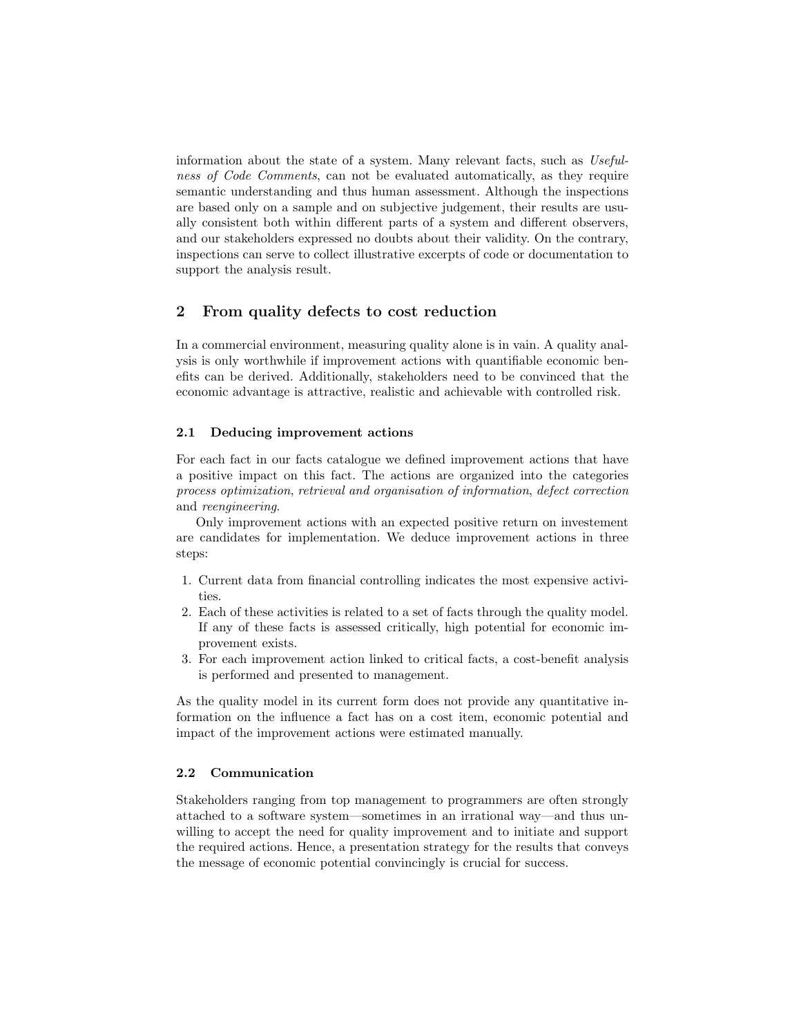information about the state of a system. Many relevant facts, such as *Usefulness of Code Comments*, can not be evaluated automatically, as they require semantic understanding and thus human assessment. Although the inspections are based only on a sample and on subjective judgement, their results are usually consistent both within different parts of a system and different observers, and our stakeholders expressed no doubts about their validity. On the contrary, inspections can serve to collect illustrative excerpts of code or documentation to support the analysis result.

## 2 From quality defects to cost reduction

In a commercial environment, measuring quality alone is in vain. A quality analysis is only worthwhile if improvement actions with quantifiable economic benefits can be derived. Additionally, stakeholders need to be convinced that the economic advantage is attractive, realistic and achievable with controlled risk.

### 2.1 Deducing improvement actions

For each fact in our facts catalogue we defined improvement actions that have a positive impact on this fact. The actions are organized into the categories *process optimization*, *retrieval and organisation of information*, *defect correction* and *reengineering*.

Only improvement actions with an expected positive return on investement are candidates for implementation. We deduce improvement actions in three steps:

1. Current data from financial controlling indicates the most expensive activities.
2. Each of these activities is related to a set of facts through the quality model. If any of these facts is assessed critically, high potential for economic improvement exists.
3. For each improvement action linked to critical facts, a cost-benefit analysis is performed and presented to management.

As the quality model in its current form does not provide any quantitative information on the influence a fact has on a cost item, economic potential and impact of the improvement actions were estimated manually.

### 2.2 Communication

Stakeholders ranging from top management to programmers are often strongly attached to a software system—sometimes in an irrational way—and thus unwilling to accept the need for quality improvement and to initiate and support the required actions. Hence, a presentation strategy for the results that conveys the message of economic potential convincingly is crucial for success.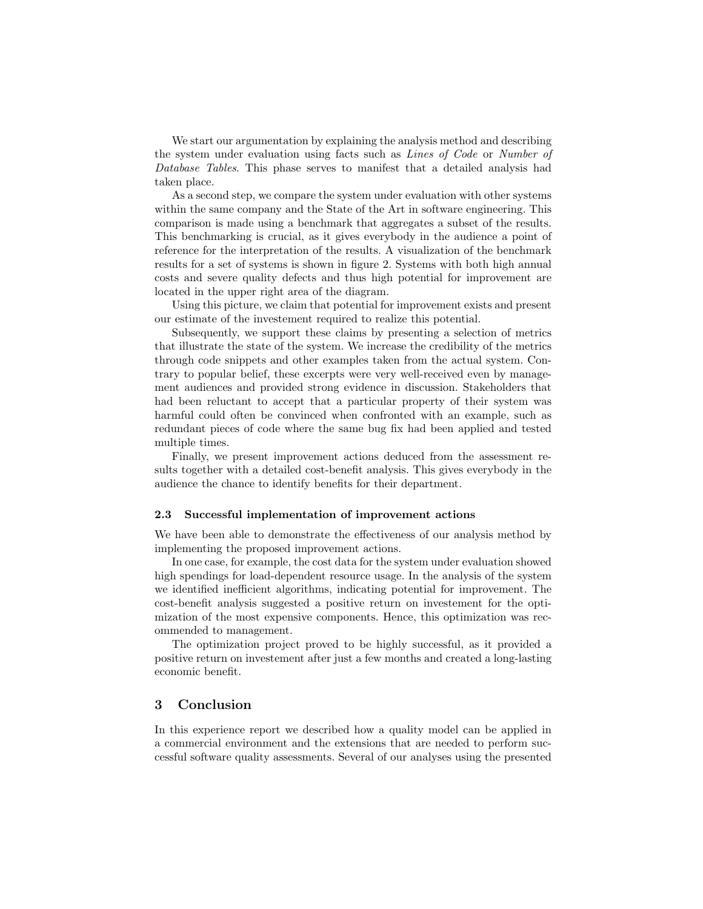We start our argumentation by explaining the analysis method and describing the system under evaluation using facts such as *Lines of Code* or *Number of Database Tables*. This phase serves to manifest that a detailed analysis had taken place.

As a second step, we compare the system under evaluation with other systems within the same company and the State of the Art in software engineering. This comparison is made using a benchmark that aggregates a subset of the results. This benchmarking is crucial, as it gives everybody in the audience a point of reference for the interpretation of the results. A visualization of the benchmark results for a set of systems is shown in figure 2. Systems with both high annual costs and severe quality defects and thus high potential for improvement are located in the upper right area of the diagram.

Using this picture, we claim that potential for improvement exists and present our estimate of the investement required to realize this potential.

Subsequently, we support these claims by presenting a selection of metrics that illustrate the state of the system. We increase the credibility of the metrics through code snippets and other examples taken from the actual system. Contrary to popular belief, these excerpts were very well-received even by management audiences and provided strong evidence in discussion. Stakeholders that had been reluctant to accept that a particular property of their system was harmful could often be convinced when confronted with an example, such as redundant pieces of code where the same bug fix had been applied and tested multiple times.

Finally, we present improvement actions deduced from the assessment results together with a detailed cost-benefit analysis. This gives everybody in the audience the chance to identify benefits for their department.

### 2.3 Successful implementation of improvement actions

We have been able to demonstrate the effectiveness of our analysis method by implementing the proposed improvement actions.

In one case, for example, the cost data for the system under evaluation showed high spendings for load-dependent resource usage. In the analysis of the system we identified inefficient algorithms, indicating potential for improvement. The cost-benefit analysis suggested a positive return on investement for the optimization of the most expensive components. Hence, this optimization was recommended to management.

The optimization project proved to be highly successful, as it provided a positive return on investement after just a few months and created a long-lasting economic benefit.

## 3 Conclusion

In this experience report we described how a quality model can be applied in a commercial environment and the extensions that are needed to perform successful software quality assessments. Several of our analyses using the presented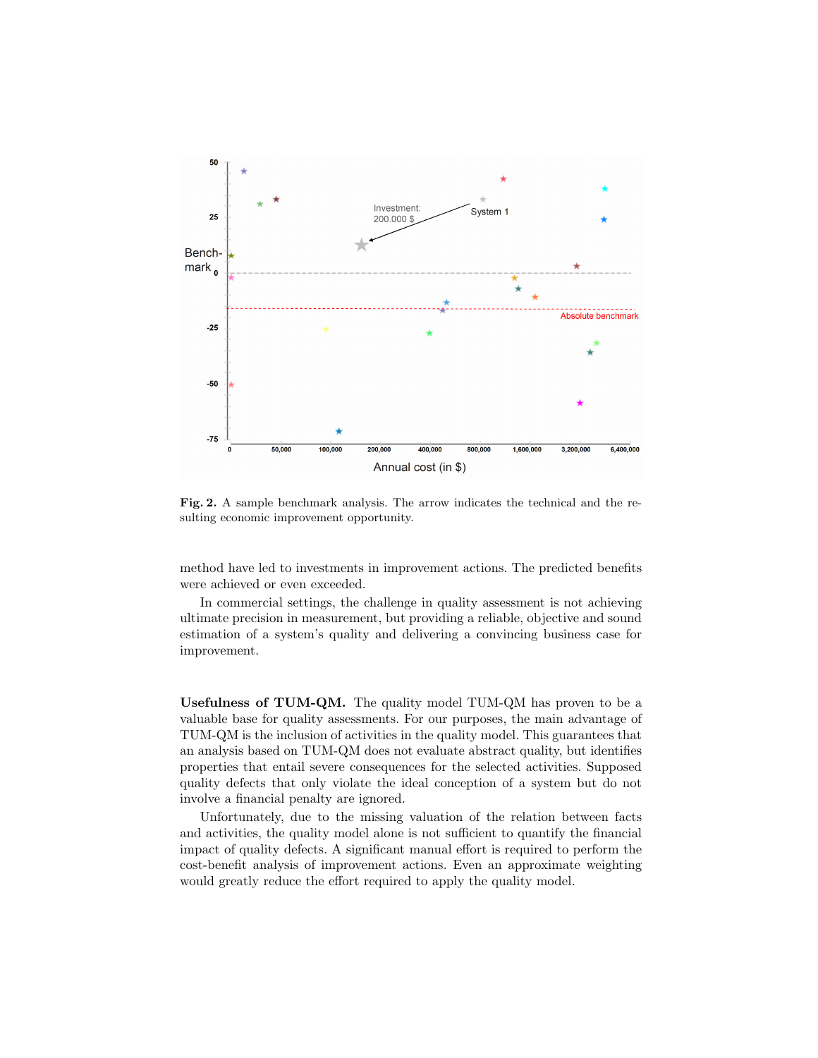**Fig. 2.** A sample benchmark analysis. The arrow indicates the technical and the resulting economic improvement opportunity.

method have led to investments in improvement actions. The predicted benefits were achieved or even exceeded.

In commercial settings, the challenge in quality assessment is not achieving ultimate precision in measurement, but providing a reliable, objective and sound estimation of a system's quality and delivering a convincing business case for improvement.

**Usefulness of TUM-QM.** The quality model TUM-QM has proven to be a valuable base for quality assessments. For our purposes, the main advantage of TUM-QM is the inclusion of activities in the quality model. This guarantees that an analysis based on TUM-QM does not evaluate abstract quality, but identifies properties that entail severe consequences for the selected activities. Supposed quality defects that only violate the ideal conception of a system but do not involve a financial penalty are ignored.

Unfortunately, due to the missing valuation of the relation between facts and activities, the quality model alone is not sufficient to quantify the financial impact of quality defects. A significant manual effort is required to perform the cost-benefit analysis of improvement actions. Even an approximate weighting would greatly reduce the effort required to apply the quality model.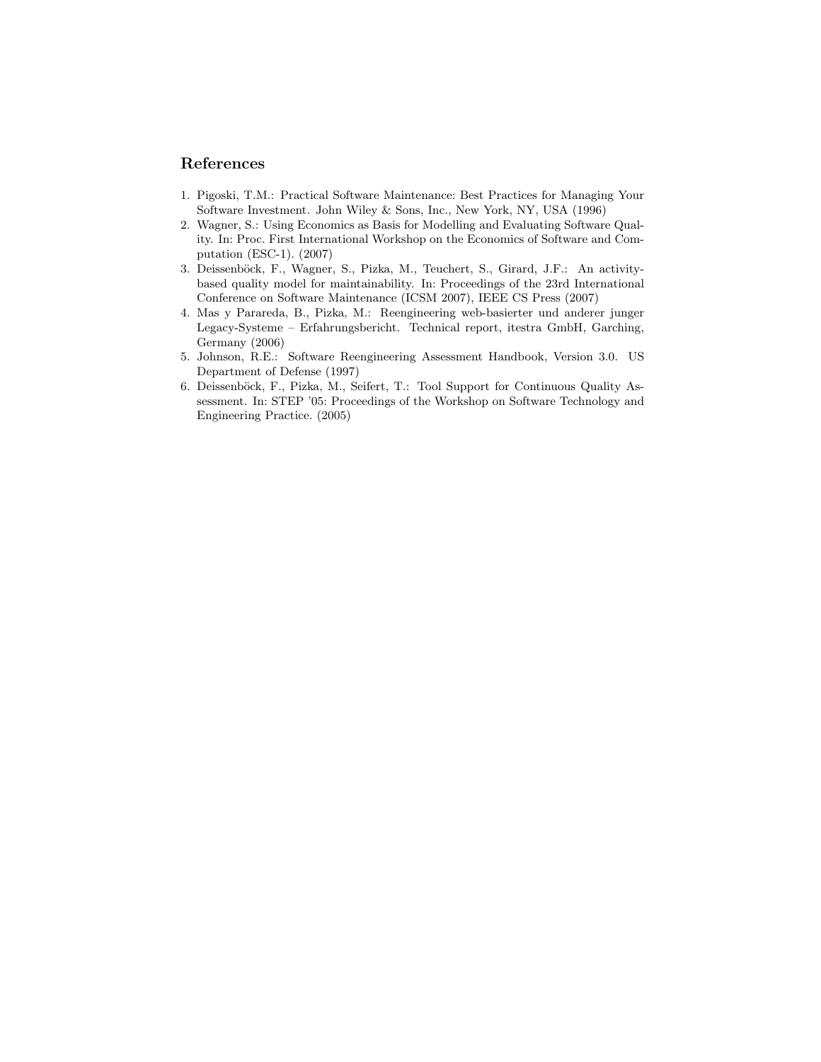## References

1. Pigoski, T.M.: Practical Software Maintenance: Best Practices for Managing Your Software Investment. John Wiley & Sons, Inc., New York, NY, USA (1996)
2. Wagner, S.: Using Economics as Basis for Modelling and Evaluating Software Quality. In: Proc. First International Workshop on the Economics of Software and Computation (ESC-1). (2007)
3. Deissenböck, F., Wagner, S., Pizka, M., Teuchert, S., Girard, J.F.: An activity-based quality model for maintainability. In: Proceedings of the 23rd International Conference on Software Maintenance (ICSM 2007), IEEE CS Press (2007)
4. Mas y Parareda, B., Pizka, M.: Reengineering web-basierter und anderer junger Legacy-Systeme – Erfahrungsbericht. Technical report, itestra GmbH, Garching, Germany (2006)
5. Johnson, R.E.: Software Reengineering Assessment Handbook, Version 3.0. US Department of Defense (1997)
6. Deissenböck, F., Pizka, M., Seifert, T.: Tool Support for Continuous Quality Assessment. In: STEP '05: Proceedings of the Workshop on Software Technology and Engineering Practice. (2005)